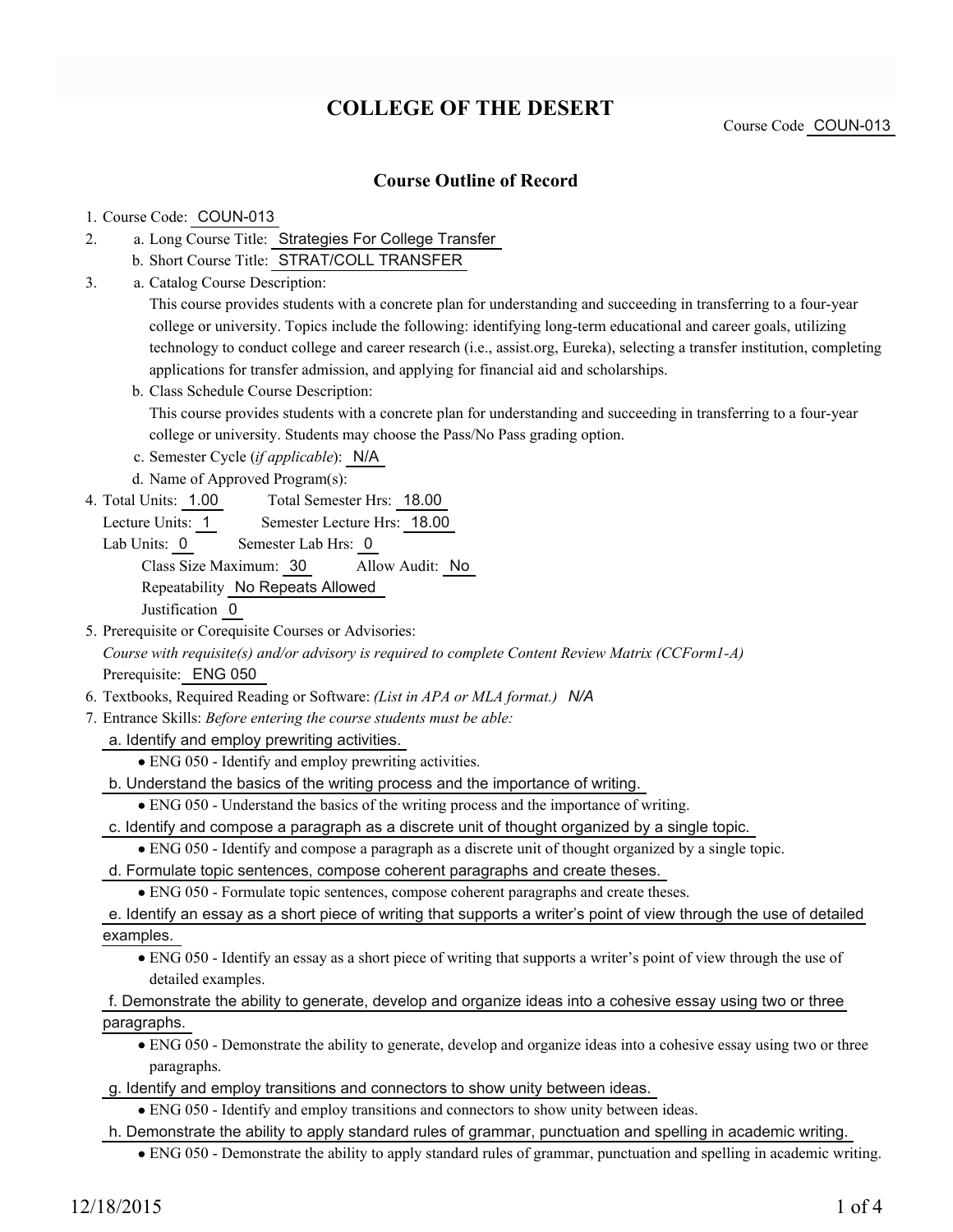# COLLEGE OF THE DESERT

Course Code COUN-013

## Course Outline of Record

1. Course Code: COUN-013
2. a. Long Course Title: Strategies For College Transfer
   b. Short Course Title: STRAT/COLL TRANSFER
3. a. Catalog Course Description:
   This course provides students with a concrete plan for understanding and succeeding in transferring to a four-year college or university. Topics include the following: identifying long-term educational and career goals, utilizing technology to conduct college and career research (i.e., assist.org, Eureka), selecting a transfer institution, completing applications for transfer admission, and applying for financial aid and scholarships.
   b. Class Schedule Course Description:
   This course provides students with a concrete plan for understanding and succeeding in transferring to a four-year college or university. Students may choose the Pass/No Pass grading option.
   c. Semester Cycle (*if applicable*): N/A
   d. Name of Approved Program(s):
4. Total Units: 1.00 Total Semester Hrs: 18.00
   Lecture Units: 1 Semester Lecture Hrs: 18.00
   Lab Units: 0 Semester Lab Hrs: 0
   Class Size Maximum: 30 Allow Audit: No
   Repeatability No Repeats Allowed
   Justification 0
5. Prerequisite or Corequisite Courses or Advisories:
   *Course with requisite(s) and/or advisory is required to complete Content Review Matrix (CCForm1-A)*
   Prerequisite: ENG 050
6. Textbooks, Required Reading or Software: *(List in APA or MLA format.)* *N/A*
7. Entrance Skills: *Before entering the course students must be able:*
   a. Identify and employ prewriting activities.
   - ENG 050 - Identify and employ prewriting activities.

   b. Understand the basics of the writing process and the importance of writing.
   - ENG 050 - Understand the basics of the writing process and the importance of writing.

   c. Identify and compose a paragraph as a discrete unit of thought organized by a single topic.
   - ENG 050 - Identify and compose a paragraph as a discrete unit of thought organized by a single topic.

   d. Formulate topic sentences, compose coherent paragraphs and create theses.
   - ENG 050 - Formulate topic sentences, compose coherent paragraphs and create theses.

   e. Identify an essay as a short piece of writing that supports a writer's point of view through the use of detailed examples.
   - ENG 050 - Identify an essay as a short piece of writing that supports a writer's point of view through the use of detailed examples.

   f. Demonstrate the ability to generate, develop and organize ideas into a cohesive essay using two or three paragraphs.
   - ENG 050 - Demonstrate the ability to generate, develop and organize ideas into a cohesive essay using two or three paragraphs.

   g. Identify and employ transitions and connectors to show unity between ideas.
   - ENG 050 - Identify and employ transitions and connectors to show unity between ideas.

   h. Demonstrate the ability to apply standard rules of grammar, punctuation and spelling in academic writing.
   - ENG 050 - Demonstrate the ability to apply standard rules of grammar, punctuation and spelling in academic writing.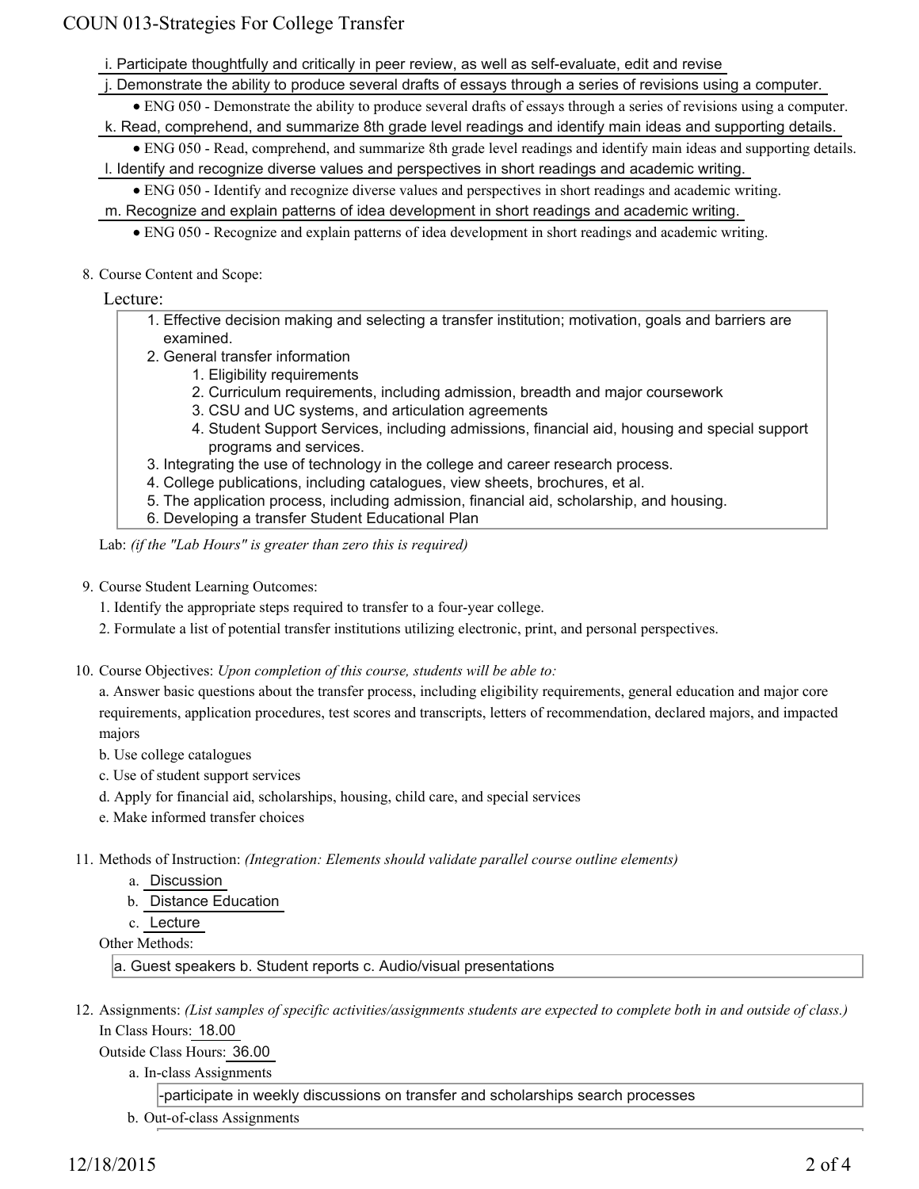i. Participate thoughtfully and critically in peer review, as well as self-evaluate, edit and revise

j. Demonstrate the ability to produce several drafts of essays through a series of revisions using a computer.

- ENG 050 - Demonstrate the ability to produce several drafts of essays through a series of revisions using a computer.

k. Read, comprehend, and summarize 8th grade level readings and identify main ideas and supporting details.

- ENG 050 - Read, comprehend, and summarize 8th grade level readings and identify main ideas and supporting details.

l. Identify and recognize diverse values and perspectives in short readings and academic writing.

- ENG 050 - Identify and recognize diverse values and perspectives in short readings and academic writing.

m. Recognize and explain patterns of idea development in short readings and academic writing.

- ENG 050 - Recognize and explain patterns of idea development in short readings and academic writing.

8. Course Content and Scope:

Lecture:

1. Effective decision making and selecting a transfer institution; motivation, goals and barriers are examined.
2. General transfer information
   1. Eligibility requirements
   2. Curriculum requirements, including admission, breadth and major coursework
   3. CSU and UC systems, and articulation agreements
   4. Student Support Services, including admissions, financial aid, housing and special support programs and services.
3. Integrating the use of technology in the college and career research process.
4. College publications, including catalogues, view sheets, brochures, et al.
5. The application process, including admission, financial aid, scholarship, and housing.
6. Developing a transfer Student Educational Plan

Lab: *(if the "Lab Hours" is greater than zero this is required)*

9. Course Student Learning Outcomes:

1. Identify the appropriate steps required to transfer to a four-year college.
2. Formulate a list of potential transfer institutions utilizing electronic, print, and personal perspectives.

10. Course Objectives: *Upon completion of this course, students will be able to:*

a. Answer basic questions about the transfer process, including eligibility requirements, general education and major core requirements, application procedures, test scores and transcripts, letters of recommendation, declared majors, and impacted majors

b. Use college catalogues

c. Use of student support services

d. Apply for financial aid, scholarships, housing, child care, and special services

e. Make informed transfer choices

11. Methods of Instruction: *(Integration: Elements should validate parallel course outline elements)*

a. Discussion

b. Distance Education

c. Lecture

Other Methods:

a. Guest speakers b. Student reports c. Audio/visual presentations

12. Assignments: *(List samples of specific activities/assignments students are expected to complete both in and outside of class.)*

In Class Hours: 18.00

Outside Class Hours: 36.00

a. In-class Assignments

-participate in weekly discussions on transfer and scholarships search processes

b. Out-of-class Assignments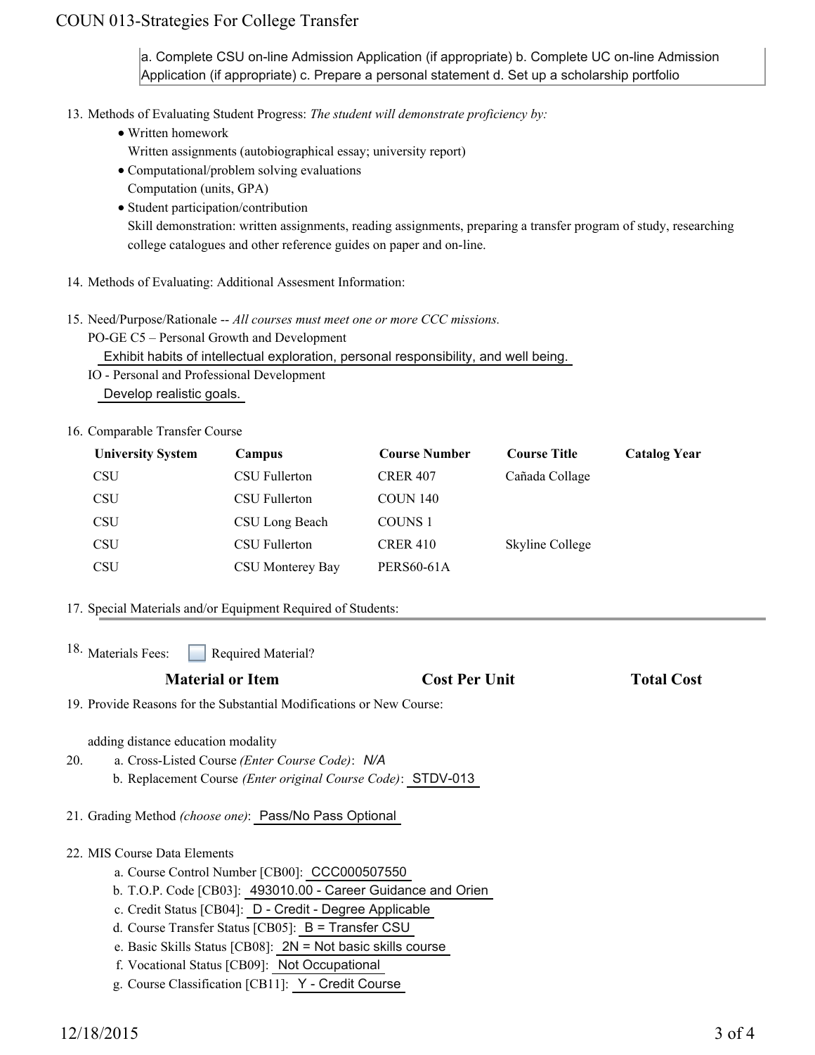a. Complete CSU on-line Admission Application (if appropriate) b. Complete UC on-line Admission Application (if appropriate) c. Prepare a personal statement d. Set up a scholarship portfolio

13. Methods of Evaluating Student Progress: *The student will demonstrate proficiency by:*
    - Written homework
      Written assignments (autobiographical essay; university report)
    - Computational/problem solving evaluations
      Computation (units, GPA)
    - Student participation/contribution
      Skill demonstration: written assignments, reading assignments, preparing a transfer program of study, researching college catalogues and other reference guides on paper and on-line.

14. Methods of Evaluating: Additional Assesment Information:

15. Need/Purpose/Rationale -- *All courses must meet one or more CCC missions.*
    PO-GE C5 – Personal Growth and Development
    Exhibit habits of intellectual exploration, personal responsibility, and well being.
    IO - Personal and Professional Development
    Develop realistic goals.

16. Comparable Transfer Course

| University System | Campus | Course Number | Course Title | Catalog Year |
|---|---|---|---|---|
| CSU | CSU Fullerton | CRER 407 | Cañada Collage | |
| CSU | CSU Fullerton | COUN 140 | | |
| CSU | CSU Long Beach | COUNS 1 | | |
| CSU | CSU Fullerton | CRER 410 | Skyline College | |
| CSU | CSU Monterey Bay | PERS60-61A | | |

17. Special Materials and/or Equipment Required of Students:

18. Materials Fees: ☐ Required Material?

| Material or Item | Cost Per Unit | Total Cost |
|---|---|---|

19. Provide Reasons for the Substantial Modifications or New Course:

    adding distance education modality

20. a. Cross-Listed Course *(Enter Course Code)*: *N/A*
    b. Replacement Course *(Enter original Course Code)*: STDV-013

21. Grading Method *(choose one)*: Pass/No Pass Optional

22. MIS Course Data Elements
    a. Course Control Number [CB00]: CCC000507550
    b. T.O.P. Code [CB03]: 493010.00 - Career Guidance and Orien
    c. Credit Status [CB04]: D - Credit - Degree Applicable
    d. Course Transfer Status [CB05]: B = Transfer CSU
    e. Basic Skills Status [CB08]: 2N = Not basic skills course
    f. Vocational Status [CB09]: Not Occupational
    g. Course Classification [CB11]: Y - Credit Course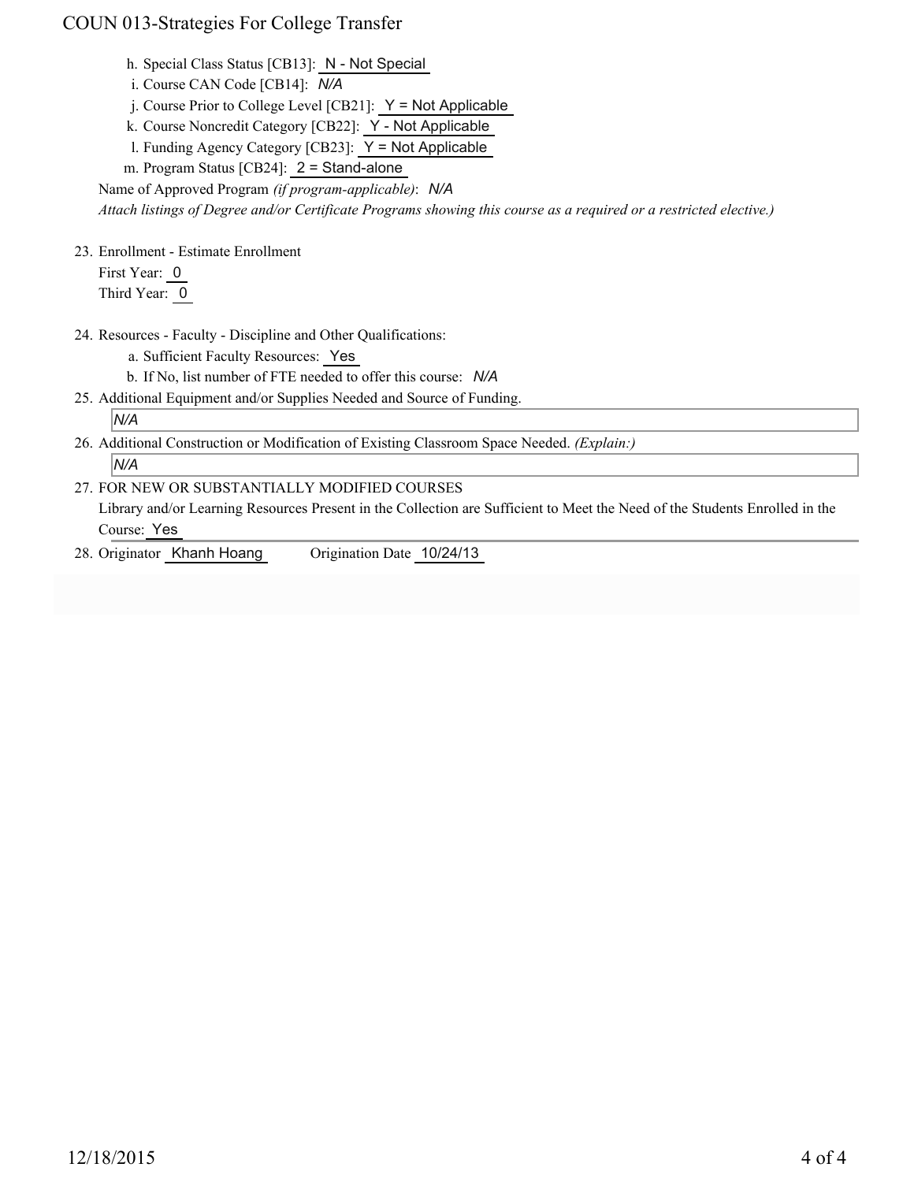h. Special Class Status [CB13]: N - Not Special
i. Course CAN Code [CB14]: *N/A*
j. Course Prior to College Level [CB21]: Y = Not Applicable
k. Course Noncredit Category [CB22]: Y - Not Applicable
l. Funding Agency Category [CB23]: Y = Not Applicable
m. Program Status [CB24]: 2 = Stand-alone

Name of Approved Program *(if program-applicable)*: *N/A*

*Attach listings of Degree and/or Certificate Programs showing this course as a required or a restricted elective.)*

23. Enrollment - Estimate Enrollment
    First Year: 0
    Third Year: 0

24. Resources - Faculty - Discipline and Other Qualifications:
    a. Sufficient Faculty Resources: Yes
    b. If No, list number of FTE needed to offer this course: *N/A*

25. Additional Equipment and/or Supplies Needed and Source of Funding.
    *N/A*

26. Additional Construction or Modification of Existing Classroom Space Needed. *(Explain:)*
    *N/A*

27. FOR NEW OR SUBSTANTIALLY MODIFIED COURSES
    Library and/or Learning Resources Present in the Collection are Sufficient to Meet the Need of the Students Enrolled in the Course: Yes

28. Originator Khanh Hoang    Origination Date 10/24/13